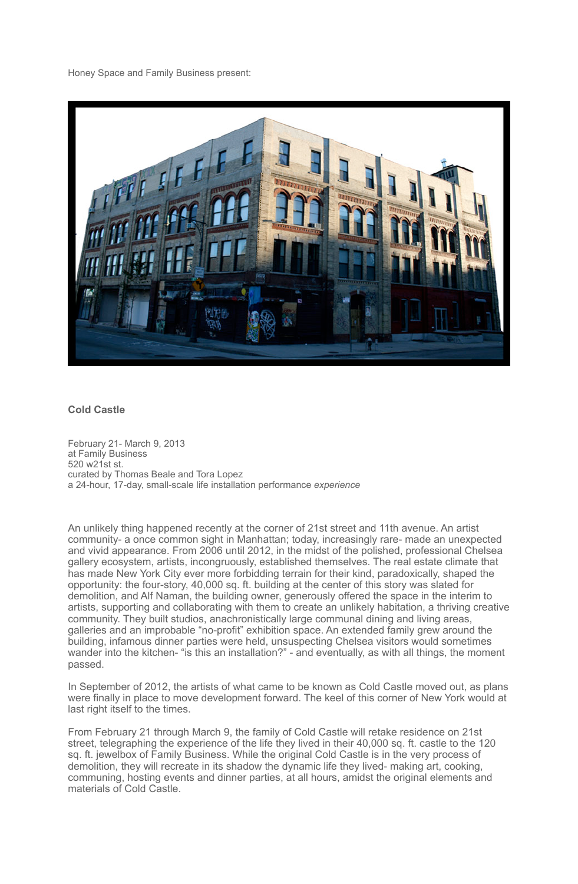Honey Space and Family Business present:

**Cold Castle**

February 21- March 9, 2013
at Family Business
520 w21st st.
curated by Thomas Beale and Tora Lopez
a 24-hour, 17-day, small-scale life installation performance *experience*

An unlikely thing happened recently at the corner of 21st street and 11th avenue. An artist community- a once common sight in Manhattan; today, increasingly rare- made an unexpected and vivid appearance. From 2006 until 2012, in the midst of the polished, professional Chelsea gallery ecosystem, artists, incongruously, established themselves. The real estate climate that has made New York City ever more forbidding terrain for their kind, paradoxically, shaped the opportunity: the four-story, 40,000 sq. ft. building at the center of this story was slated for demolition, and Alf Naman, the building owner, generously offered the space in the interim to artists, supporting and collaborating with them to create an unlikely habitation, a thriving creative community. They built studios, anachronistically large communal dining and living areas, galleries and an improbable "no-profit" exhibition space. An extended family grew around the building, infamous dinner parties were held, unsuspecting Chelsea visitors would sometimes wander into the kitchen- "is this an installation?" - and eventually, as with all things, the moment passed.

In September of 2012, the artists of what came to be known as Cold Castle moved out, as plans were finally in place to move development forward. The keel of this corner of New York would at last right itself to the times.

From February 21 through March 9, the family of Cold Castle will retake residence on 21st street, telegraphing the experience of the life they lived in their 40,000 sq. ft. castle to the 120 sq. ft. jewelbox of Family Business. While the original Cold Castle is in the very process of demolition, they will recreate in its shadow the dynamic life they lived- making art, cooking, communing, hosting events and dinner parties, at all hours, amidst the original elements and materials of Cold Castle.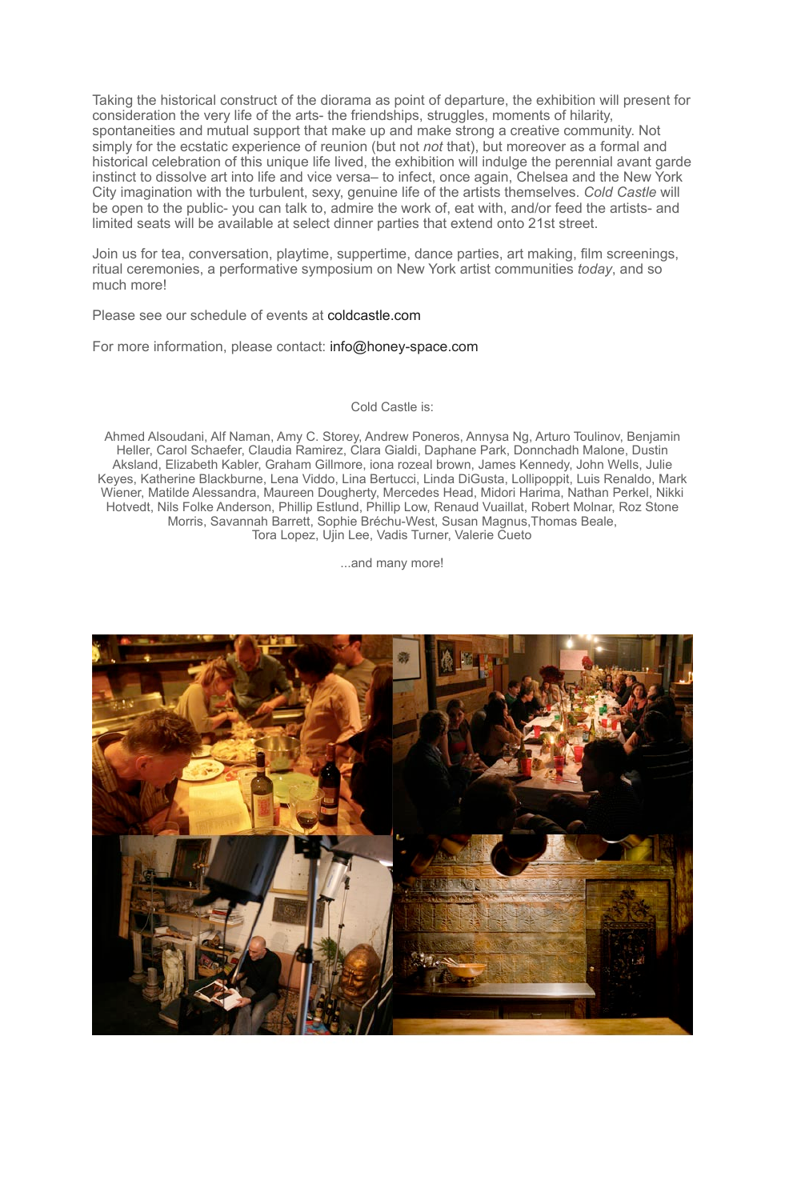Taking the historical construct of the diorama as point of departure, the exhibition will present for consideration the very life of the arts- the friendships, struggles, moments of hilarity, spontaneities and mutual support that make up and make strong a creative community. Not simply for the ecstatic experience of reunion (but not *not* that), but moreover as a formal and historical celebration of this unique life lived, the exhibition will indulge the perennial avant garde instinct to dissolve art into life and vice versa– to infect, once again, Chelsea and the New York City imagination with the turbulent, sexy, genuine life of the artists themselves. *Cold Castle* will be open to the public- you can talk to, admire the work of, eat with, and/or feed the artists- and limited seats will be available at select dinner parties that extend onto 21st street.

Join us for tea, conversation, playtime, suppertime, dance parties, art making, film screenings, ritual ceremonies, a performative symposium on New York artist communities *today*, and so much more!

Please see our schedule of events at coldcastle.com

For more information, please contact: info@honey-space.com

Cold Castle is:

Ahmed Alsoudani, Alf Naman, Amy C. Storey, Andrew Poneros, Annysa Ng, Arturo Toulinov, Benjamin Heller, Carol Schaefer, Claudia Ramirez, Clara Gialdi, Daphane Park, Donnchadh Malone, Dustin Aksland, Elizabeth Kabler, Graham Gillmore, iona rozeal brown, James Kennedy, John Wells, Julie Keyes, Katherine Blackburne, Lena Viddo, Lina Bertucci, Linda DiGusta, Lollipoppit, Luis Renaldo, Mark Wiener, Matilde Alessandra, Maureen Dougherty, Mercedes Head, Midori Harima, Nathan Perkel, Nikki Hotvedt, Nils Folke Anderson, Phillip Estlund, Phillip Low, Renaud Vuaillat, Robert Molnar, Roz Stone Morris, Savannah Barrett, Sophie Bréchu-West, Susan Magnus,Thomas Beale, Tora Lopez, Ujin Lee, Vadis Turner, Valerie Cueto

...and many more!